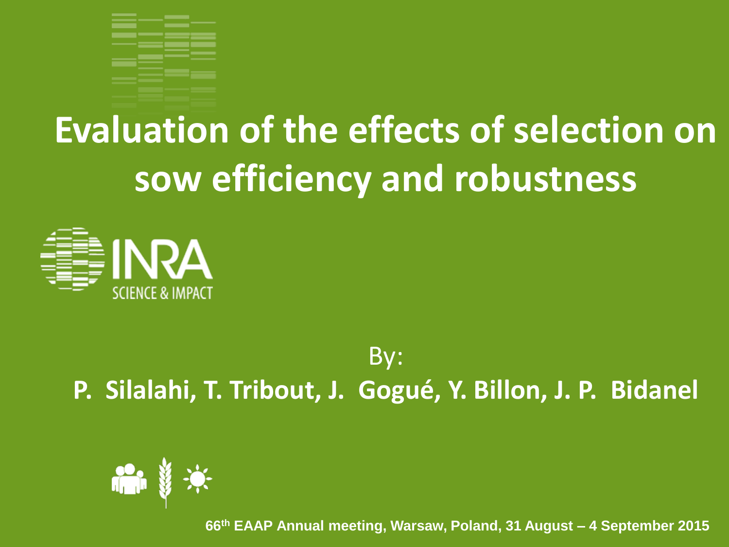# Evaluation of the effects of selection on sow efficiency and robustness

INRA
SCIENCE & IMPACT

By:

**P. Silalahi, T. Tribout, J. Gogué, Y. Billon, J. P. Bidanel**

**66th EAAP Annual meeting, Warsaw, Poland, 31 August – 4 September 2015**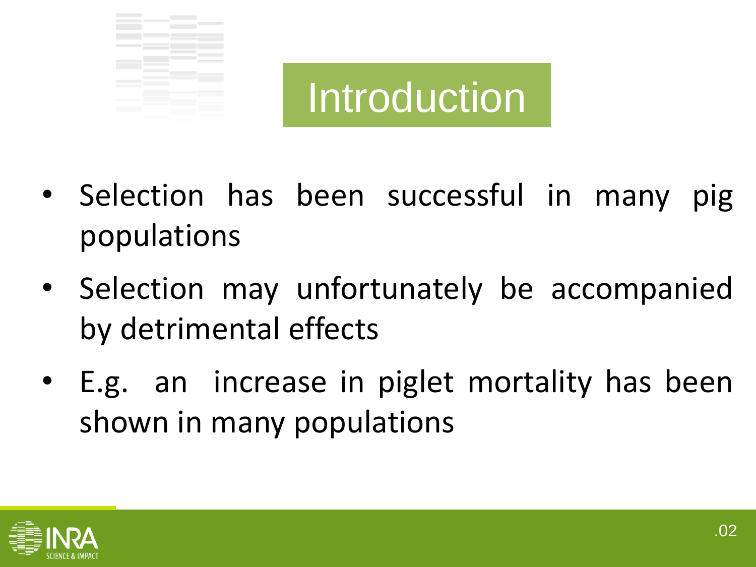# Introduction

- Selection has been successful in many pig populations
- Selection may unfortunately be accompanied by detrimental effects
- E.g. an increase in piglet mortality has been shown in many populations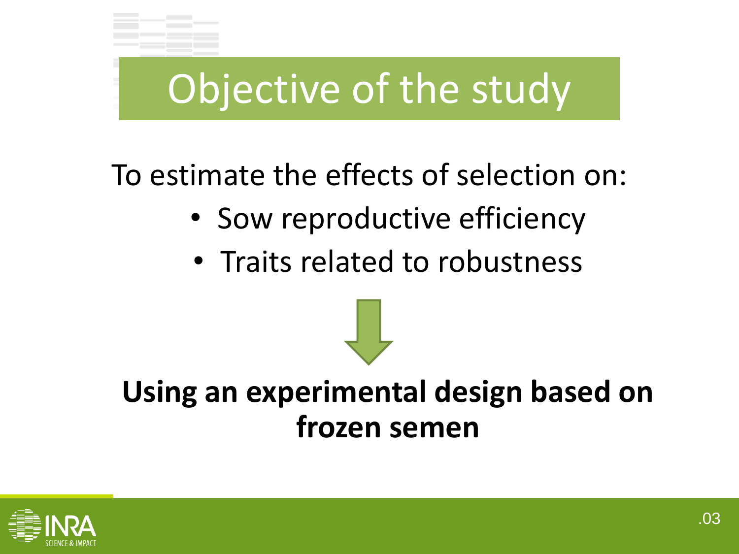# Objective of the study

To estimate the effects of selection on:

- Sow reproductive efficiency
- Traits related to robustness

**Using an experimental design based on frozen semen**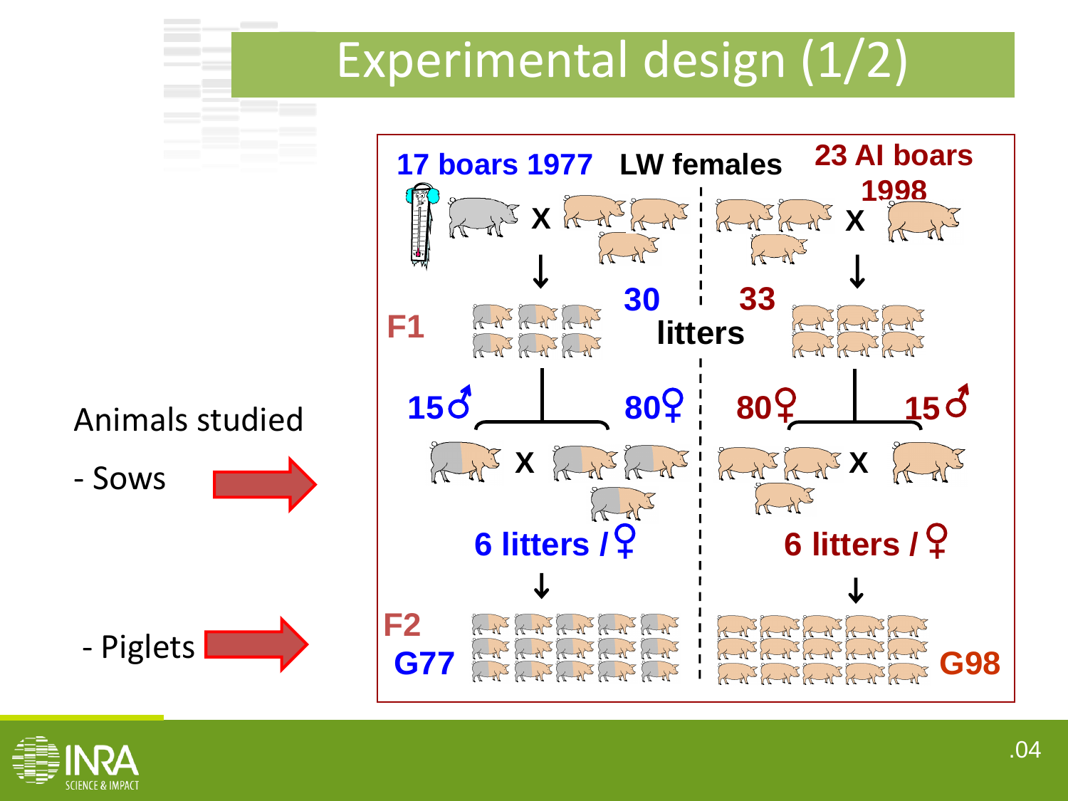# Experimental design (1/2)

Animals studied

- Sows

- Piglets

17 boars 1977 — LW females — 23 AI boars 1998

F1: 30 litters (1977 boars) | 33 litters (1998 boars)

15♂ × 80♀ | 80♀ × 15♂

6 litters / ♀ | 6 litters / ♀

F2: G77 | G98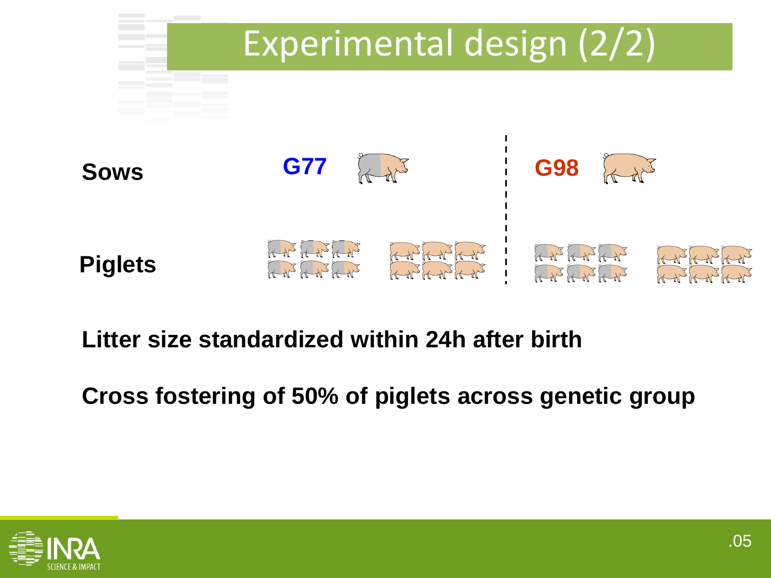# Experimental design (2/2)

**Sows** — **G77** | **G98**

**Piglets**

**Litter size standardized within 24h after birth**

**Cross fostering of 50% of piglets across genetic group**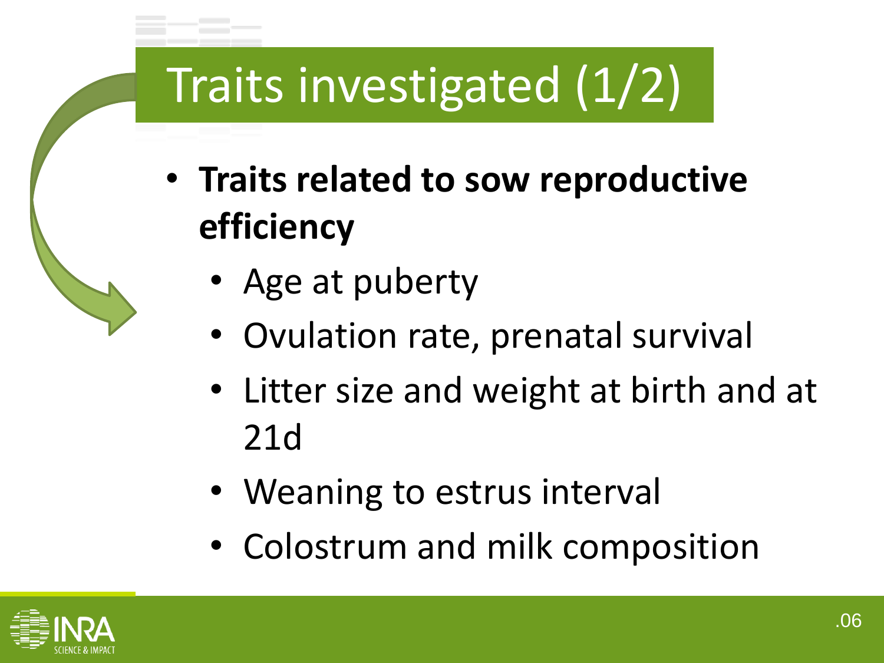# Traits investigated (1/2)

- **Traits related to sow reproductive efficiency**
  - Age at puberty
  - Ovulation rate, prenatal survival
  - Litter size and weight at birth and at 21d
  - Weaning to estrus interval
  - Colostrum and milk composition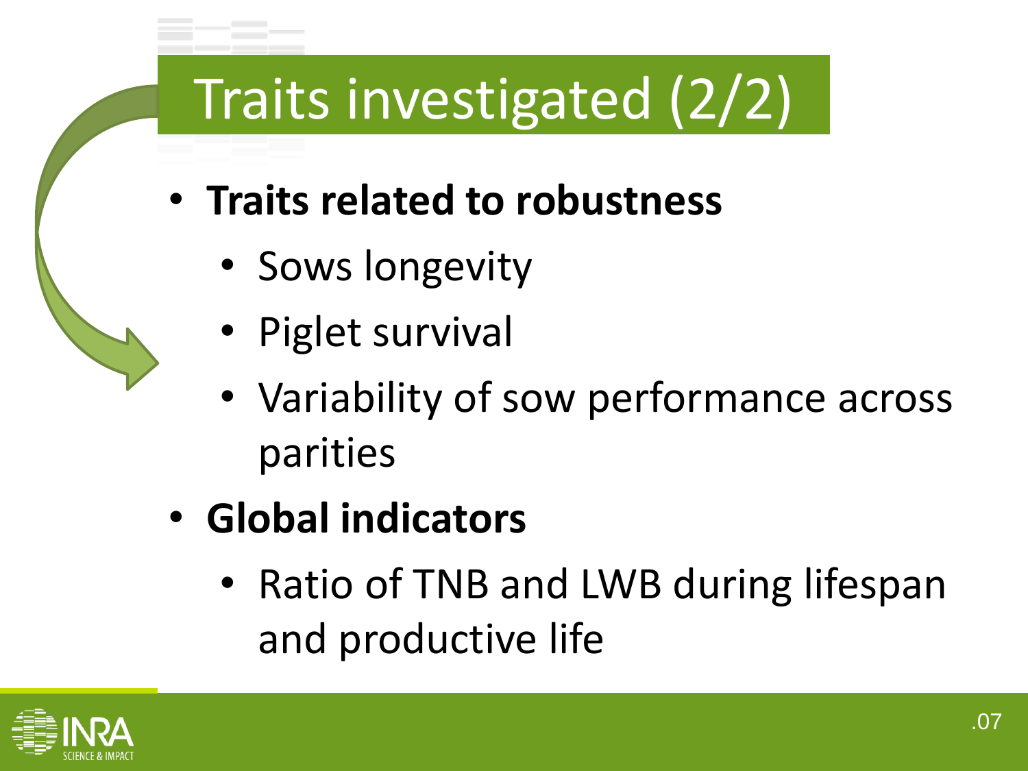# Traits investigated (2/2)

- **Traits related to robustness**
  - Sows longevity
  - Piglet survival
  - Variability of sow performance across parities
- **Global indicators**
  - Ratio of TNB and LWB during lifespan and productive life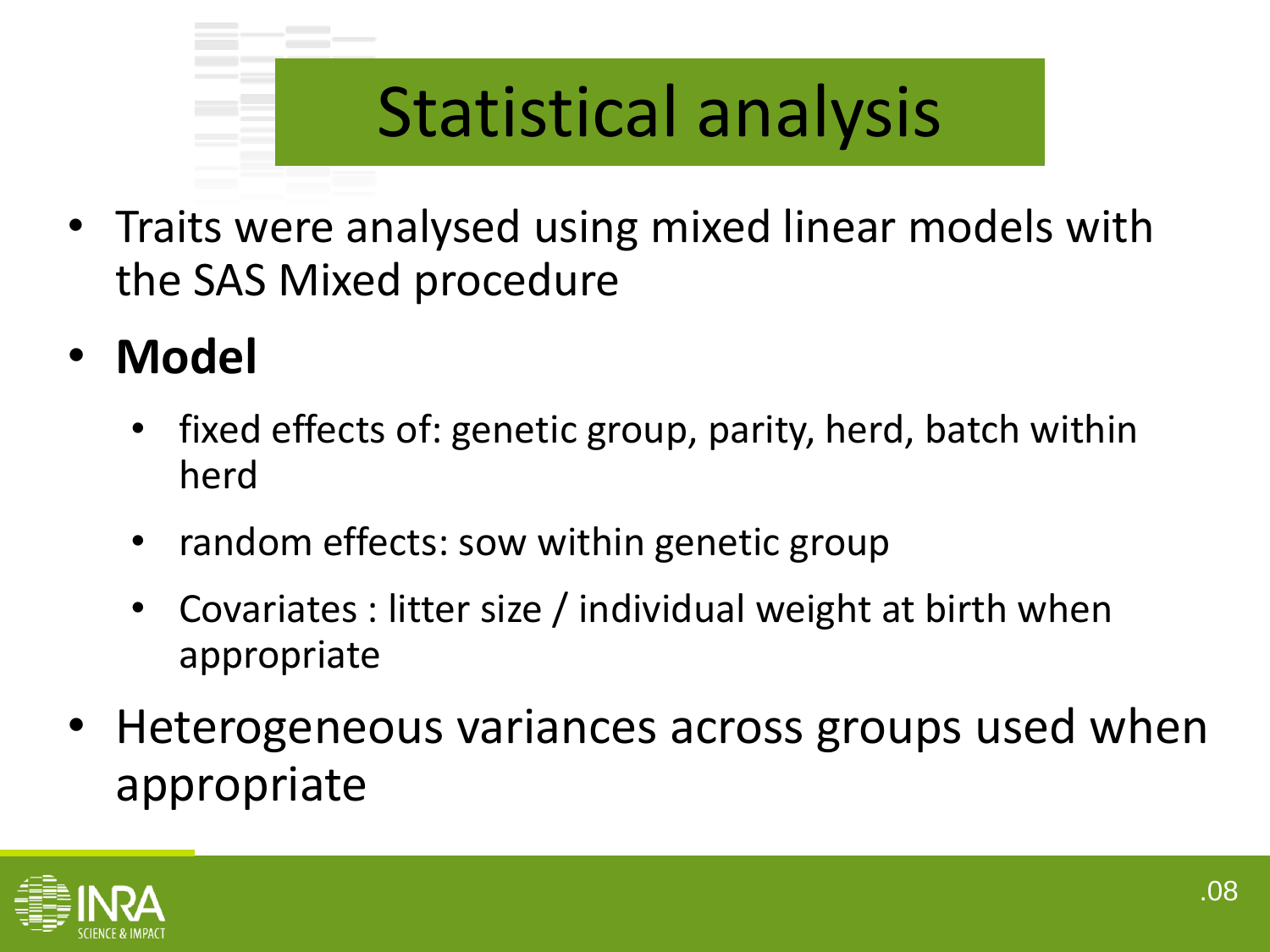# Statistical analysis

- Traits were analysed using mixed linear models with the SAS Mixed procedure
- **Model**
  - fixed effects of: genetic group, parity, herd, batch within herd
  - random effects: sow within genetic group
  - Covariates : litter size / individual weight at birth when appropriate
- Heterogeneous variances across groups used when appropriate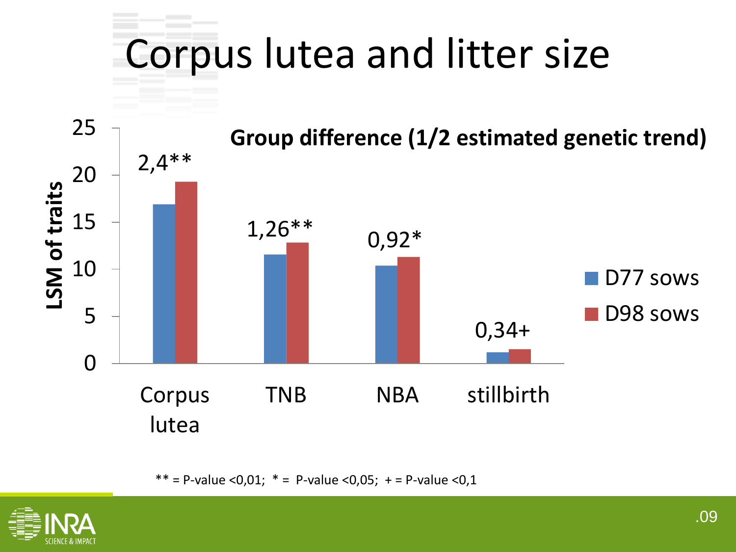# Corpus lutea and litter size

**Group difference (1/2 estimated genetic trend)**

| Trait | D77 sows | D98 sows | Group difference |
|---|---|---|---|
| Corpus lutea | | | 2,4** |
| TNB | | | 1,26** |
| NBA | | | 0,92* |
| stillbirth | | | 0,34+ |

**LSM of traits**

** = P-value <0,01;  * =  P-value <0,05;  + = P-value <0,1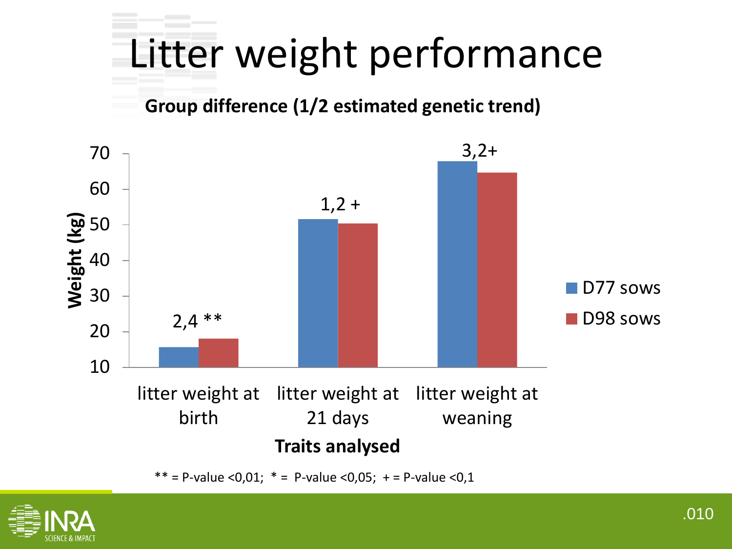# Litter weight performance

**Group difference (1/2 estimated genetic trend)**

| Traits analysed | Group difference |
|---|---|
| litter weight at birth | 2,4 ** |
| litter weight at 21 days | 1,2 + |
| litter weight at weaning | 3,2+ |

Weight (kg) — D77 sows, D98 sows

** = P-value <0,01; * = P-value <0,05; + = P-value <0,1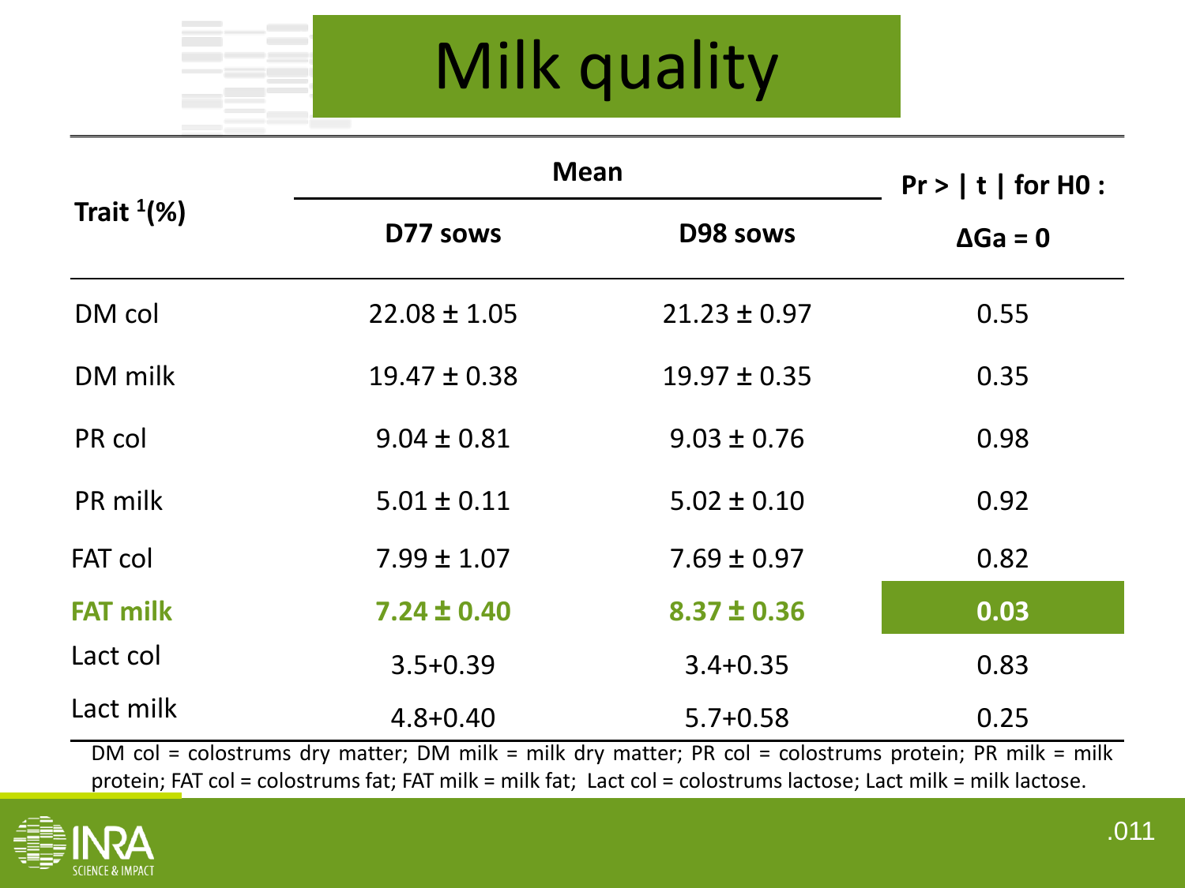# Milk quality

| Trait [1](%) | Mean | | Pr > \| t \| for H0 : |
|---|---|---|---|
| | D77 sows | D98 sows | ΔGa = 0 |
| DM col | 22.08 ± 1.05 | 21.23 ± 0.97 | 0.55 |
| DM milk | 19.47 ± 0.38 | 19.97 ± 0.35 | 0.35 |
| PR col | 9.04 ± 0.81 | 9.03 ± 0.76 | 0.98 |
| PR milk | 5.01 ± 0.11 | 5.02 ± 0.10 | 0.92 |
| FAT col | 7.99 ± 1.07 | 7.69 ± 0.97 | 0.82 |
| **FAT milk** | **7.24 ± 0.40** | **8.37 ± 0.36** | **0.03** |
| Lact col | 3.5+0.39 | 3.4+0.35 | 0.83 |
| Lact milk | 4.8+0.40 | 5.7+0.58 | 0.25 |

DM col = colostrums dry matter; DM milk = milk dry matter; PR col = colostrums protein; PR milk = milk protein; FAT col = colostrums fat; FAT milk = milk fat; Lact col = colostrums lactose; Lact milk = milk lactose.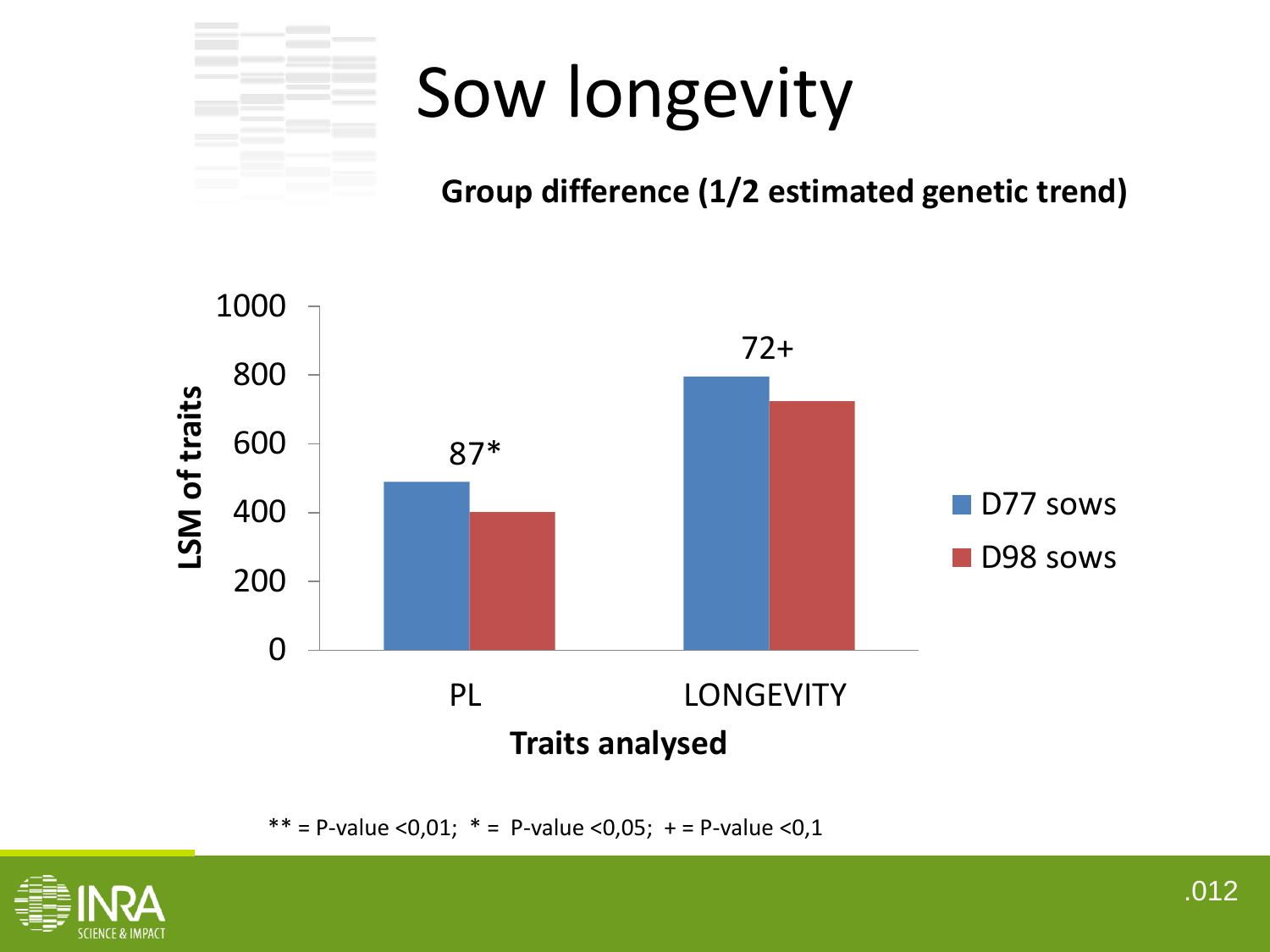# Sow longevity

**Group difference (1/2 estimated genetic trend)**

| Traits analysed | D77 sows | D98 sows | Difference |
|---|---|---|---|
| PL | | | 87* |
| LONGEVITY | | | 72+ |

LSM of traits

** = P-value <0,01;  * =  P-value <0,05;  + = P-value <0,1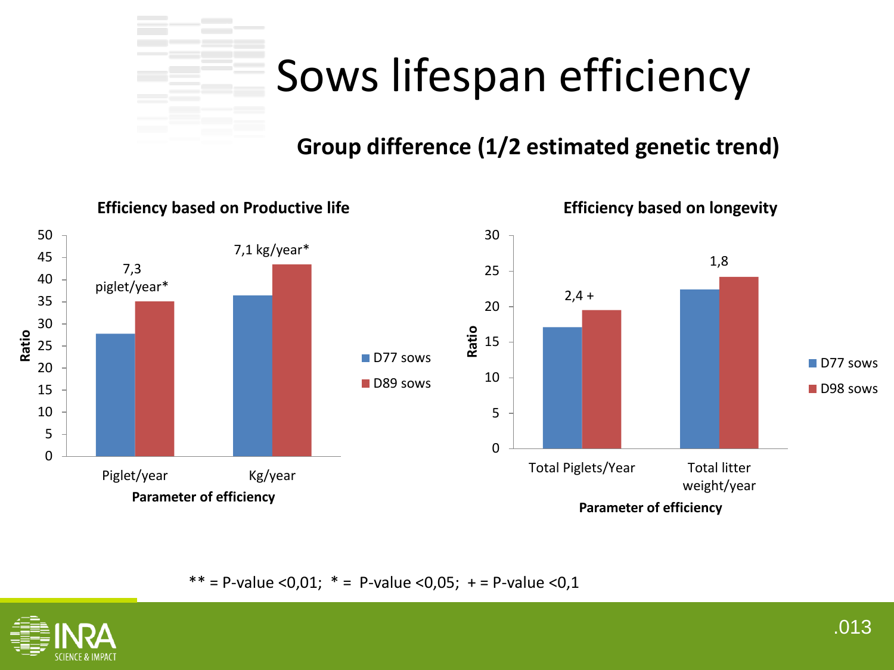# Sows lifespan efficiency

## Group difference (1/2 estimated genetic trend)

**Efficiency based on Productive life**

Ratio

7,3 piglet/year*

7,1 kg/year*

Piglet/year — Kg/year

**Parameter of efficiency**

D77 sows
D89 sows

**Efficiency based on longevity**

Ratio

2,4 +

1,8

Total Piglets/Year — Total litter weight/year

**Parameter of efficiency**

D77 sows
D98 sows

** = P-value <0,01; * = P-value <0,05; + = P-value <0,1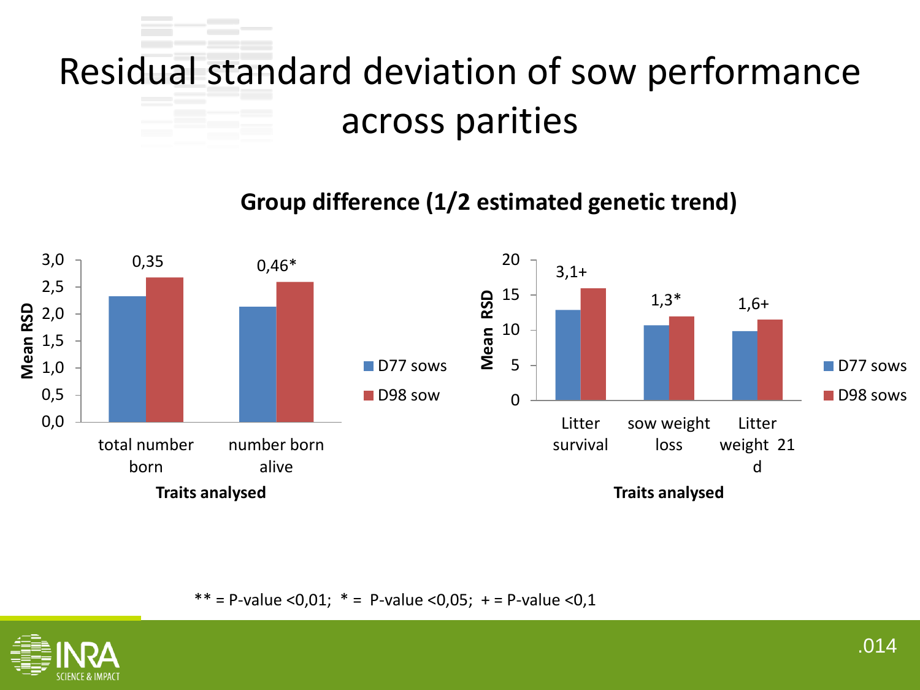# Residual standard deviation of sow performance across parities

**Group difference (1/2 estimated genetic trend)**

Mean RSD

| Traits analysed | D77 sows | D98 sow | Difference |
|---|---|---|---|
| total number born | | | 0,35 |
| number born alive | | | 0,46* |

Mean RSD

| Traits analysed | D77 sows | D98 sows | Difference |
|---|---|---|---|
| Litter survival | | | 3,1+ |
| sow weight loss | | | 1,3* |
| Litter weight 21 d | | | 1,6+ |

** = P-value <0,01; * = P-value <0,05; + = P-value <0,1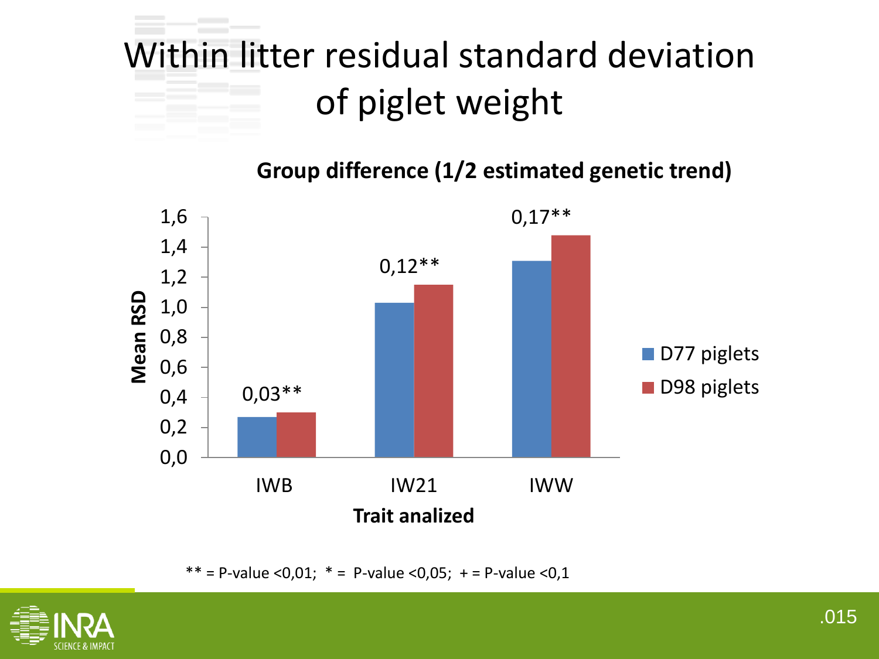# Within litter residual standard deviation of piglet weight

**Group difference (1/2 estimated genetic trend)**

| Trait analized | D77 piglets | D98 piglets | Group difference |
|---|---|---|---|
| IWB | | | 0,03** |
| IW21 | | | 0,12** |
| IWW | | | 0,17** |

Mean RSD

** = P-value <0,01;  * =  P-value <0,05;  + = P-value <0,1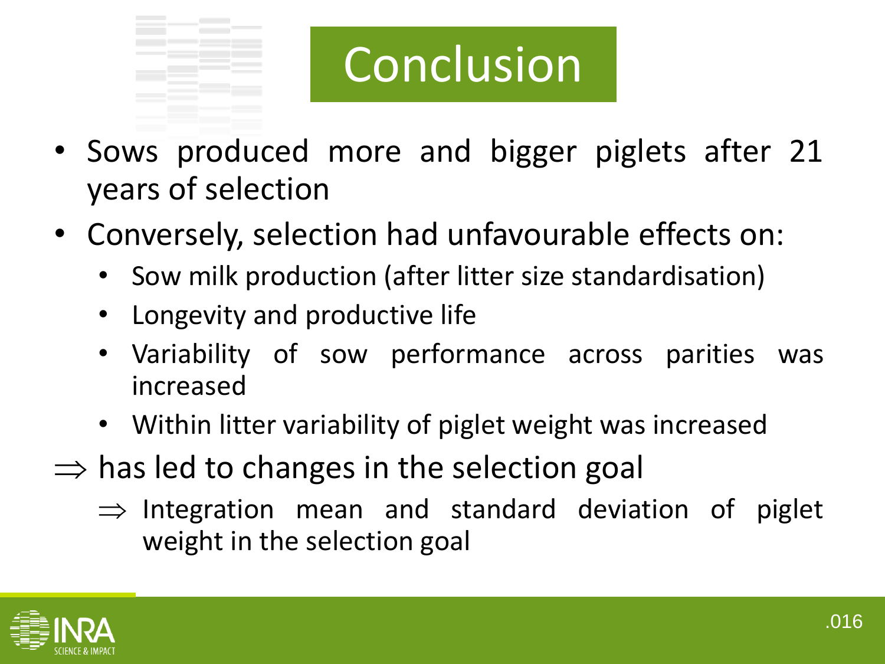# Conclusion

- Sows produced more and bigger piglets after 21 years of selection
- Conversely, selection had unfavourable effects on:
  - Sow milk production (after litter size standardisation)
  - Longevity and productive life
  - Variability of sow performance across parities was increased
  - Within litter variability of piglet weight was increased

$\Rightarrow$ has led to changes in the selection goal

  $\Rightarrow$ Integration mean and standard deviation of piglet weight in the selection goal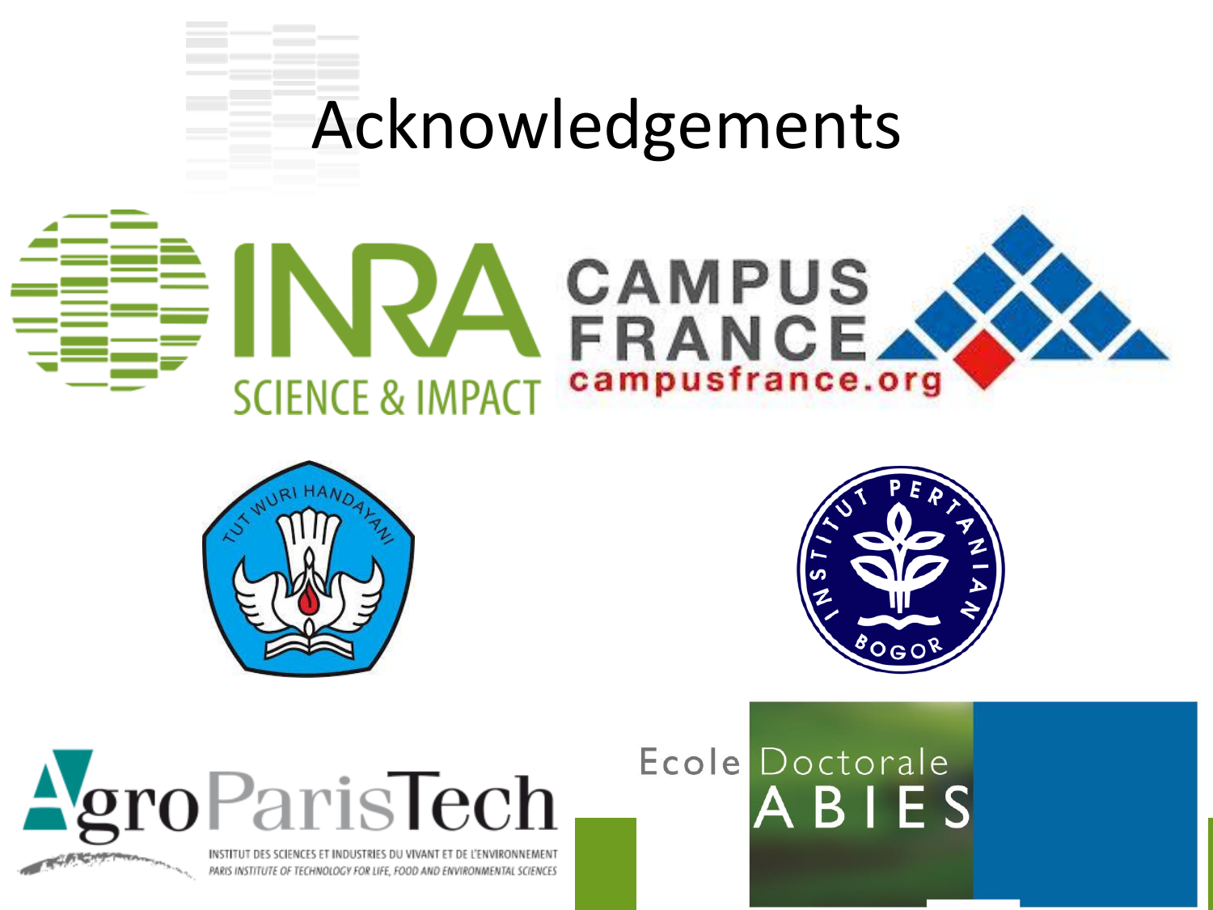# Acknowledgements

INRA
SCIENCE & IMPACT

CAMPUS FRANCE
campusfrance.org

TUT WURI HANDAYANI

INSTITUT PERTANIAN BOGOR

AgroParisTech
INSTITUT DES SCIENCES ET INDUSTRIES DU VIVANT ET DE L'ENVIRONNEMENT
PARIS INSTITUTE OF TECHNOLOGY FOR LIFE, FOOD AND ENVIRONMENTAL SCIENCES

Ecole Doctorale ABIES